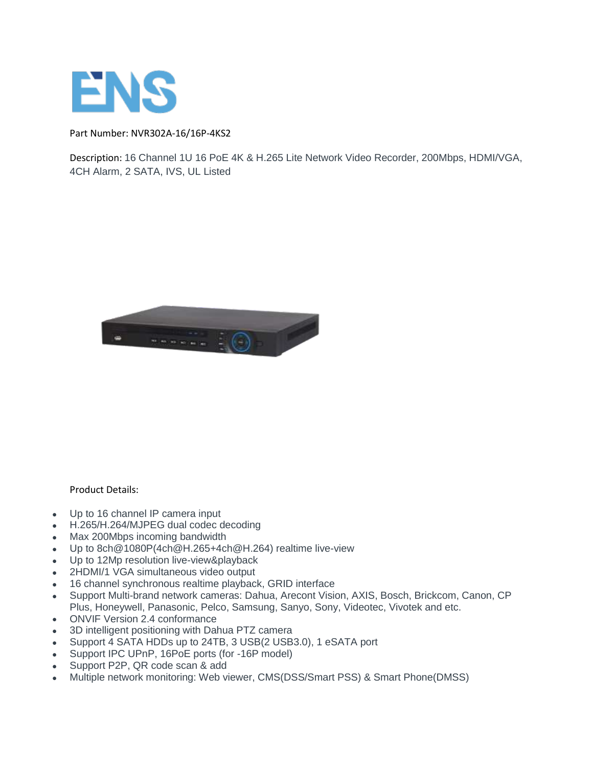ENS

Part Number: NVR302A-16/16P-4KS2

Description: 16 Channel 1U 16 PoE 4K & H.265 Lite Network Video Recorder, 200Mbps, HDMI/VGA, 4CH Alarm, 2 SATA, IVS, UL Listed

Product Details:

- Up to 16 channel IP camera input
- H.265/H.264/MJPEG dual codec decoding
- Max 200Mbps incoming bandwidth
- Up to 8ch@1080P(4ch@H.265+4ch@H.264) realtime live-view
- Up to 12Mp resolution live-view&playback
- 2HDMI/1 VGA simultaneous video output
- 16 channel synchronous realtime playback, GRID interface
- Support Multi-brand network cameras: Dahua, Arecont Vision, AXIS, Bosch, Brickcom, Canon, CP Plus, Honeywell, Panasonic, Pelco, Samsung, Sanyo, Sony, Videotec, Vivotek and etc.
- ONVIF Version 2.4 conformance
- 3D intelligent positioning with Dahua PTZ camera
- Support 4 SATA HDDs up to 24TB, 3 USB(2 USB3.0), 1 eSATA port
- Support IPC UPnP, 16PoE ports (for -16P model)
- Support P2P, QR code scan & add
- Multiple network monitoring: Web viewer, CMS(DSS/Smart PSS) & Smart Phone(DMSS)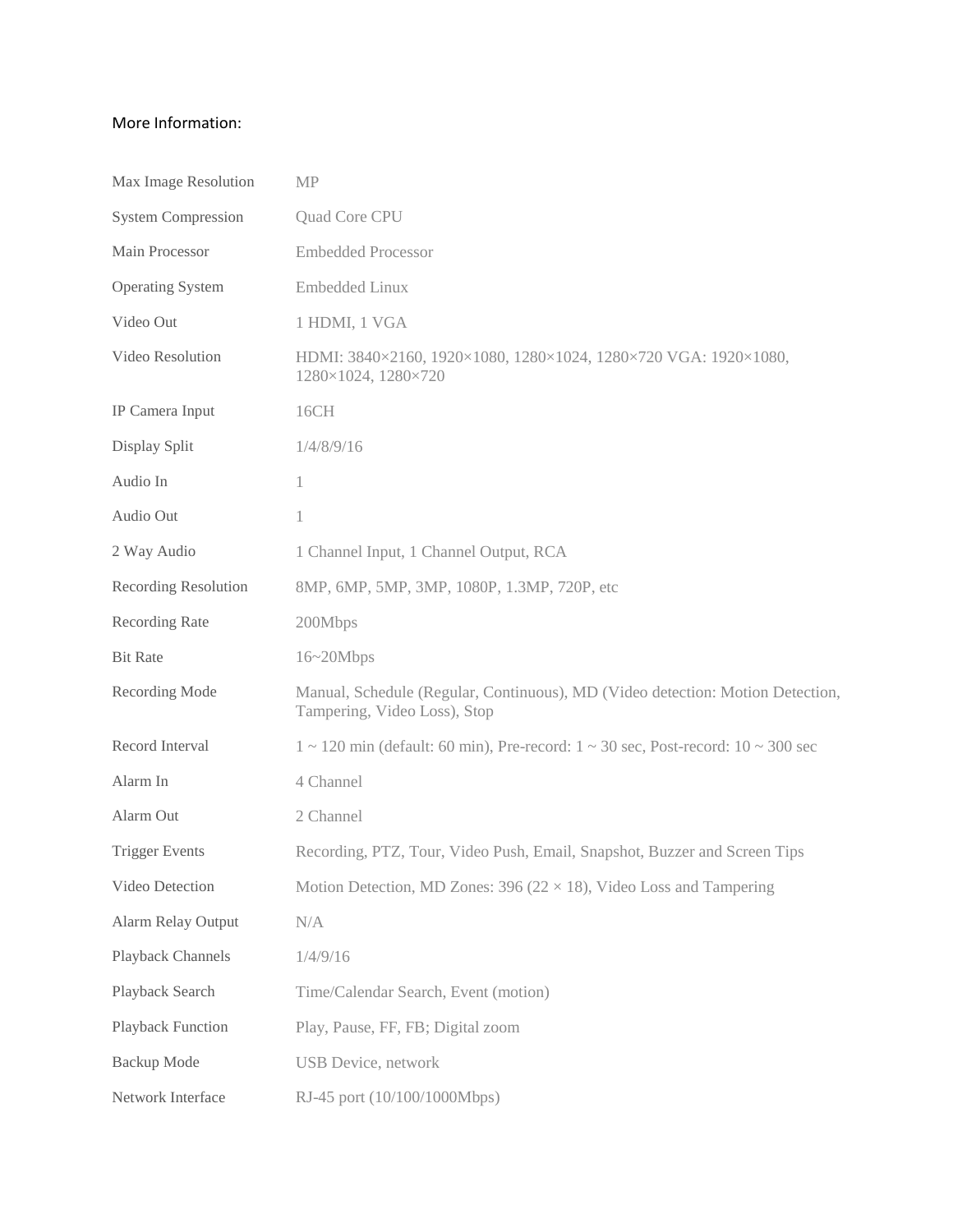More Information:

| | |
|---|---|
| Max Image Resolution | MP |
| System Compression | Quad Core CPU |
| Main Processor | Embedded Processor |
| Operating System | Embedded Linux |
| Video Out | 1 HDMI, 1 VGA |
| Video Resolution | HDMI: 3840×2160, 1920×1080, 1280×1024, 1280×720 VGA: 1920×1080, 1280×1024, 1280×720 |
| IP Camera Input | 16CH |
| Display Split | 1/4/8/9/16 |
| Audio In | 1 |
| Audio Out | 1 |
| 2 Way Audio | 1 Channel Input, 1 Channel Output, RCA |
| Recording Resolution | 8MP, 6MP, 5MP, 3MP, 1080P, 1.3MP, 720P, etc |
| Recording Rate | 200Mbps |
| Bit Rate | 16~20Mbps |
| Recording Mode | Manual, Schedule (Regular, Continuous), MD (Video detection: Motion Detection, Tampering, Video Loss), Stop |
| Record Interval | 1 ~ 120 min (default: 60 min), Pre-record: 1 ~ 30 sec, Post-record: 10 ~ 300 sec |
| Alarm In | 4 Channel |
| Alarm Out | 2 Channel |
| Trigger Events | Recording, PTZ, Tour, Video Push, Email, Snapshot, Buzzer and Screen Tips |
| Video Detection | Motion Detection, MD Zones: 396 (22 × 18), Video Loss and Tampering |
| Alarm Relay Output | N/A |
| Playback Channels | 1/4/9/16 |
| Playback Search | Time/Calendar Search, Event (motion) |
| Playback Function | Play, Pause, FF, FB; Digital zoom |
| Backup Mode | USB Device, network |
| Network Interface | RJ-45 port (10/100/1000Mbps) |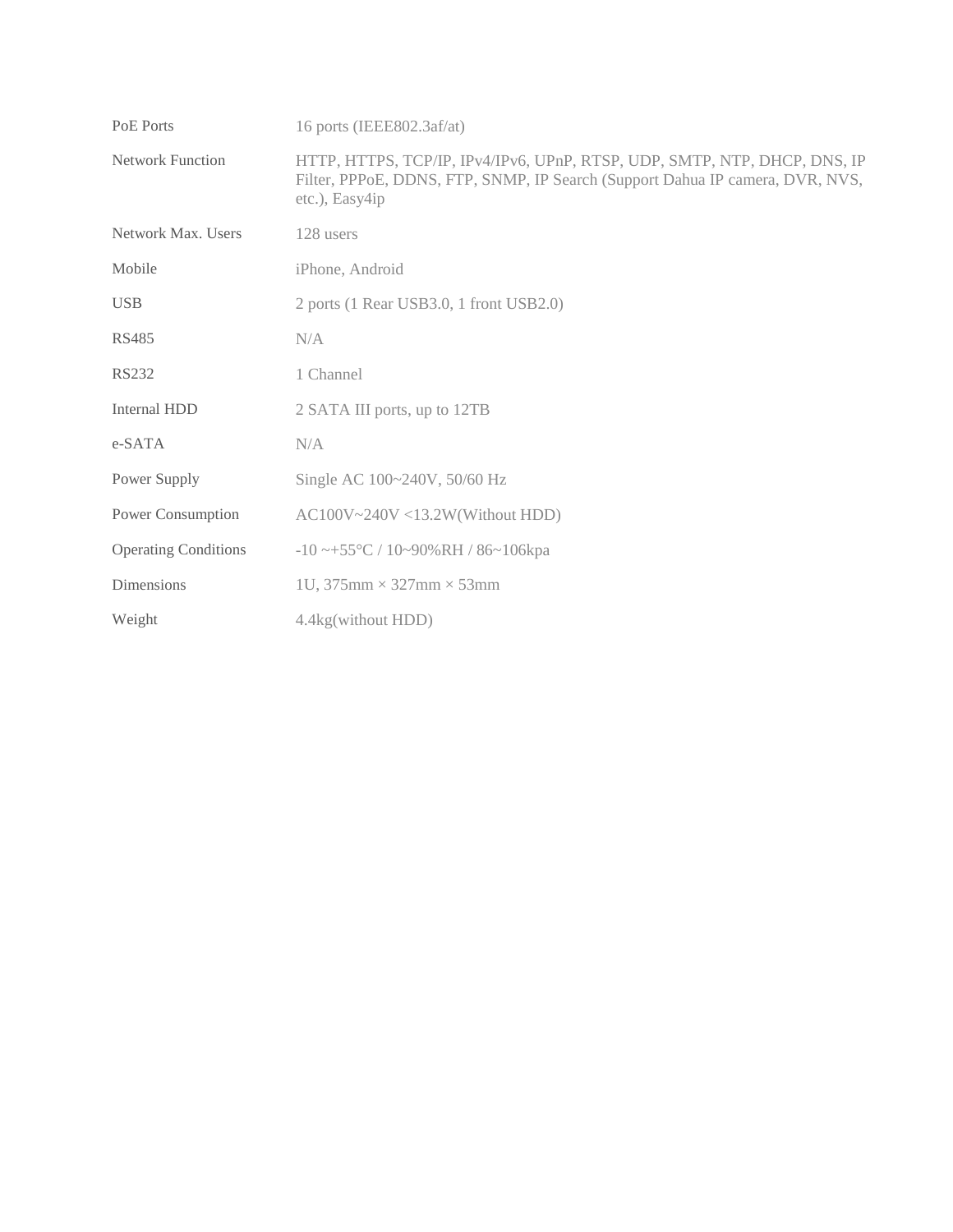| | |
|---|---|
| PoE Ports | 16 ports (IEEE802.3af/at) |
| Network Function | HTTP, HTTPS, TCP/IP, IPv4/IPv6, UPnP, RTSP, UDP, SMTP, NTP, DHCP, DNS, IP Filter, PPPoE, DDNS, FTP, SNMP, IP Search (Support Dahua IP camera, DVR, NVS, etc.), Easy4ip |
| Network Max. Users | 128 users |
| Mobile | iPhone, Android |
| USB | 2 ports (1 Rear USB3.0, 1 front USB2.0) |
| RS485 | N/A |
| RS232 | 1 Channel |
| Internal HDD | 2 SATA III ports, up to 12TB |
| e-SATA | N/A |
| Power Supply | Single AC 100~240V, 50/60 Hz |
| Power Consumption | AC100V~240V <13.2W(Without HDD) |
| Operating Conditions | -10 ~+55°C / 10~90%RH / 86~106kpa |
| Dimensions | 1U, 375mm × 327mm × 53mm |
| Weight | 4.4kg(without HDD) |